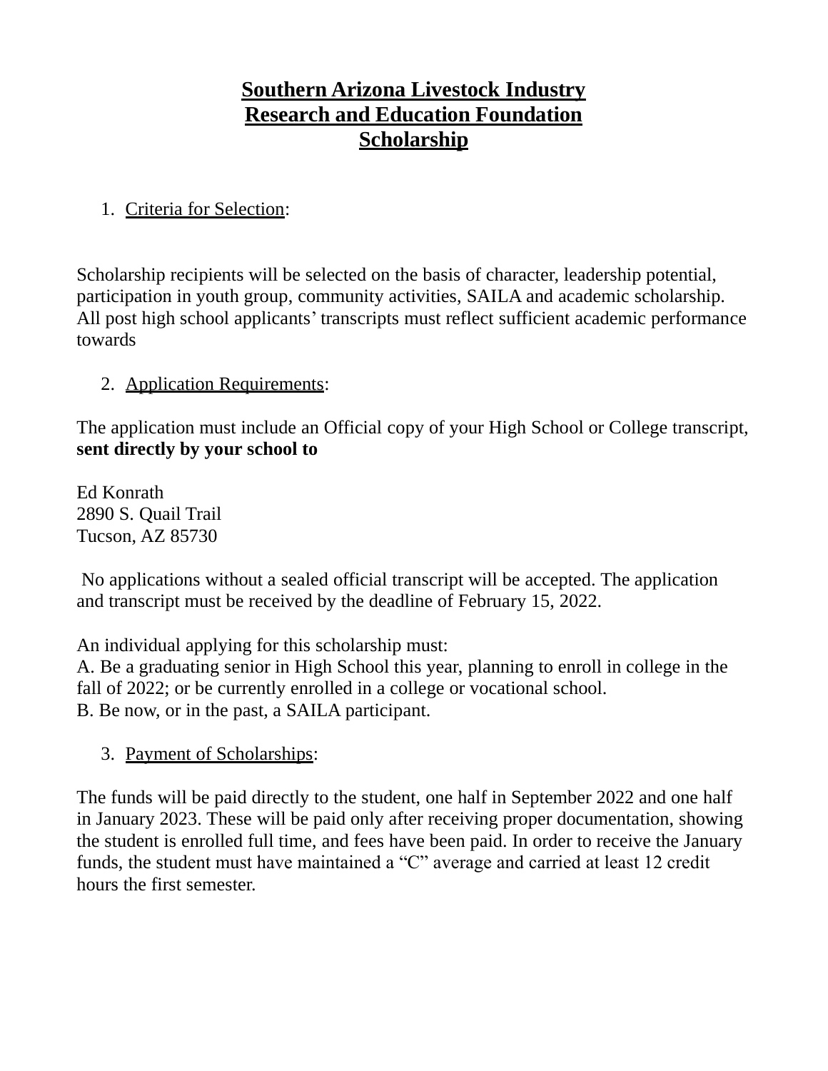# Southern Arizona Livestock Industry Research and Education Foundation Scholarship

1. Criteria for Selection:

Scholarship recipients will be selected on the basis of character, leadership potential, participation in youth group, community activities, SAILA and academic scholarship. All post high school applicants' transcripts must reflect sufficient academic performance towards

2. Application Requirements:

The application must include an Official copy of your High School or College transcript, **sent directly by your school to**

Ed Konrath
2890 S. Quail Trail
Tucson, AZ 85730

No applications without a sealed official transcript will be accepted. The application and transcript must be received by the deadline of February 15, 2022.

An individual applying for this scholarship must:
A. Be a graduating senior in High School this year, planning to enroll in college in the fall of 2022; or be currently enrolled in a college or vocational school.
B. Be now, or in the past, a SAILA participant.

3. Payment of Scholarships:

The funds will be paid directly to the student, one half in September 2022 and one half in January 2023. These will be paid only after receiving proper documentation, showing the student is enrolled full time, and fees have been paid. In order to receive the January funds, the student must have maintained a "C" average and carried at least 12 credit hours the first semester.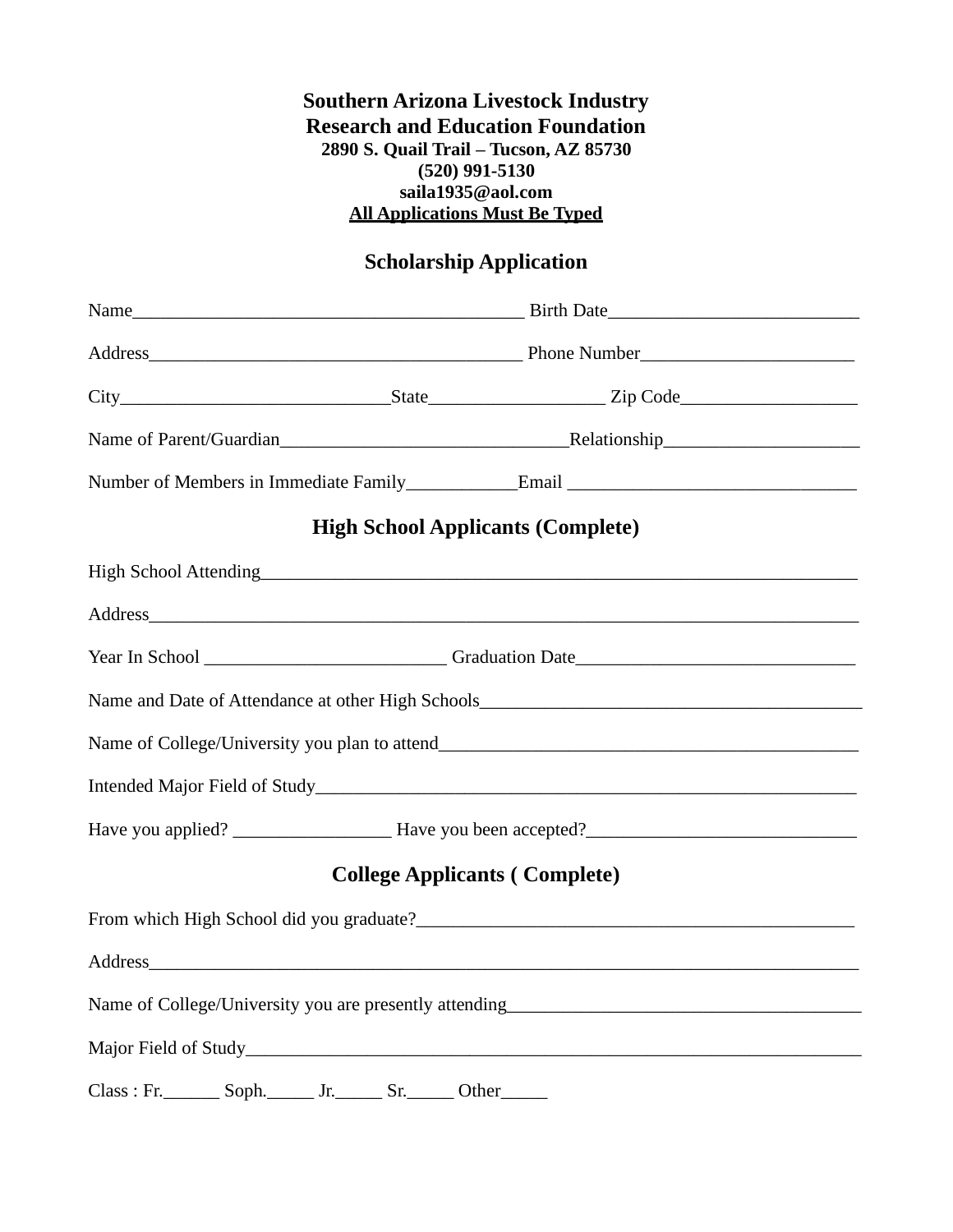**Southern Arizona Livestock Industry**
**Research and Education Foundation**
**2890 S. Quail Trail – Tucson, AZ 85730**
**(520) 991-5130**
**saila1935@aol.com**
**<u>All Applications Must Be Typed</u>**

## Scholarship Application

Name_________________________________________ Birth Date__________________________

Address_______________________________________ Phone Number______________________

City____________________________State__________________ Zip Code__________________

Name of Parent/Guardian______________________________Relationship____________________

Number of Members in Immediate Family___________Email ______________________________

## High School Applicants (Complete)

High School Attending_____________________________________________________________

Address__________________________________________________________________________

Year In School __________________________ Graduation Date_____________________________

Name and Date of Attendance at other High Schools________________________________________

Name of College/University you plan to attend_____________________________________________

Intended Major Field of Study_________________________________________________________

Have you applied? _________________ Have you been accepted?_____________________________

## College Applicants ( Complete)

From which High School did you graduate?_______________________________________________

Address__________________________________________________________________________

Name of College/University you are presently attending______________________________________

Major Field of Study________________________________________________________________

Class : Fr.______ Soph._____ Jr._____ Sr._____ Other_____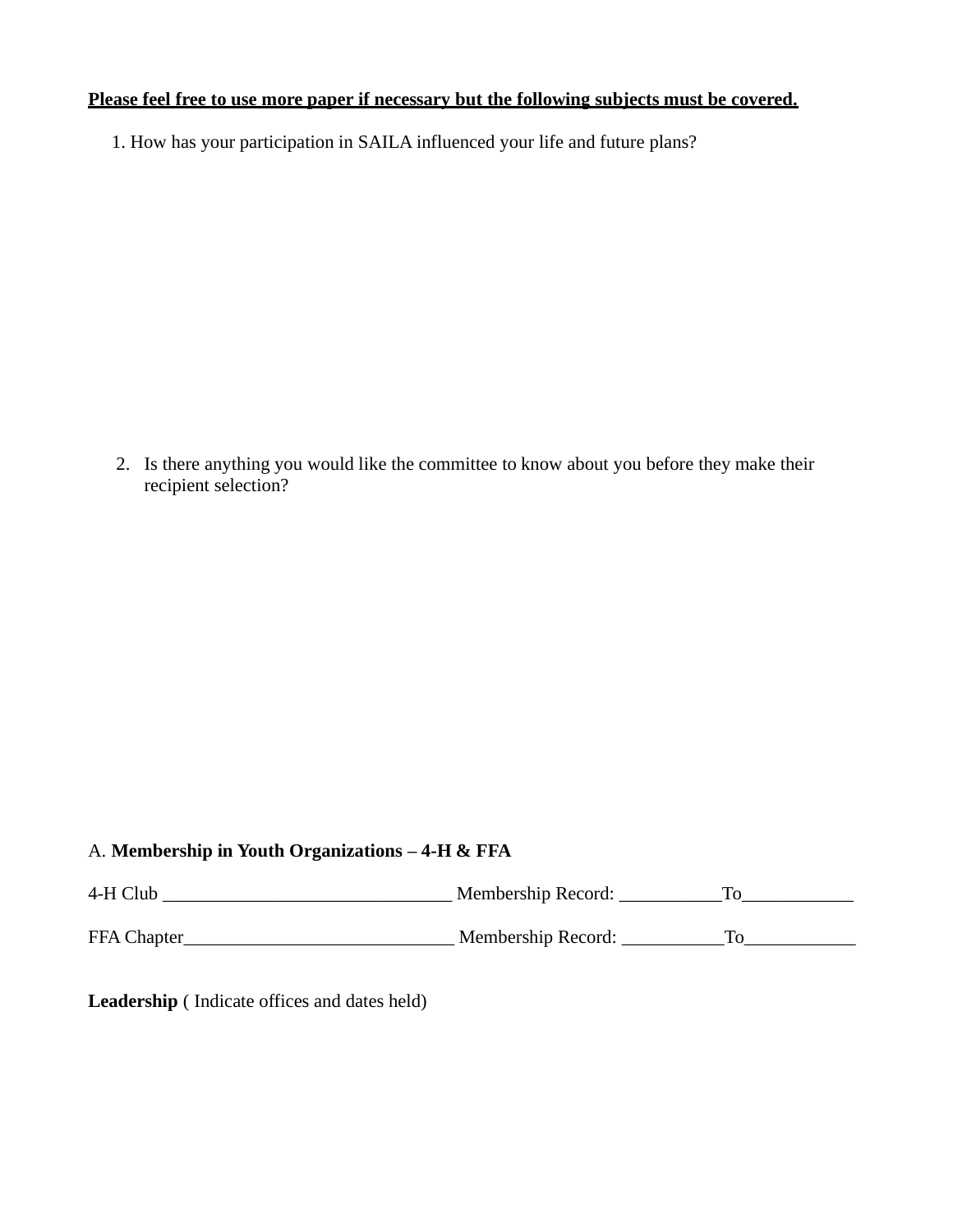**<u>Please feel free to use more paper if necessary but the following subjects must be covered.</u>**

1. How has your participation in SAILA influenced your life and future plans?

2. Is there anything you would like the committee to know about you before they make their recipient selection?

A. **Membership in Youth Organizations – 4-H & FFA**

4-H Club _______________________________ Membership Record: ___________To____________

FFA Chapter_____________________________ Membership Record: ___________To____________

**Leadership** ( Indicate offices and dates held)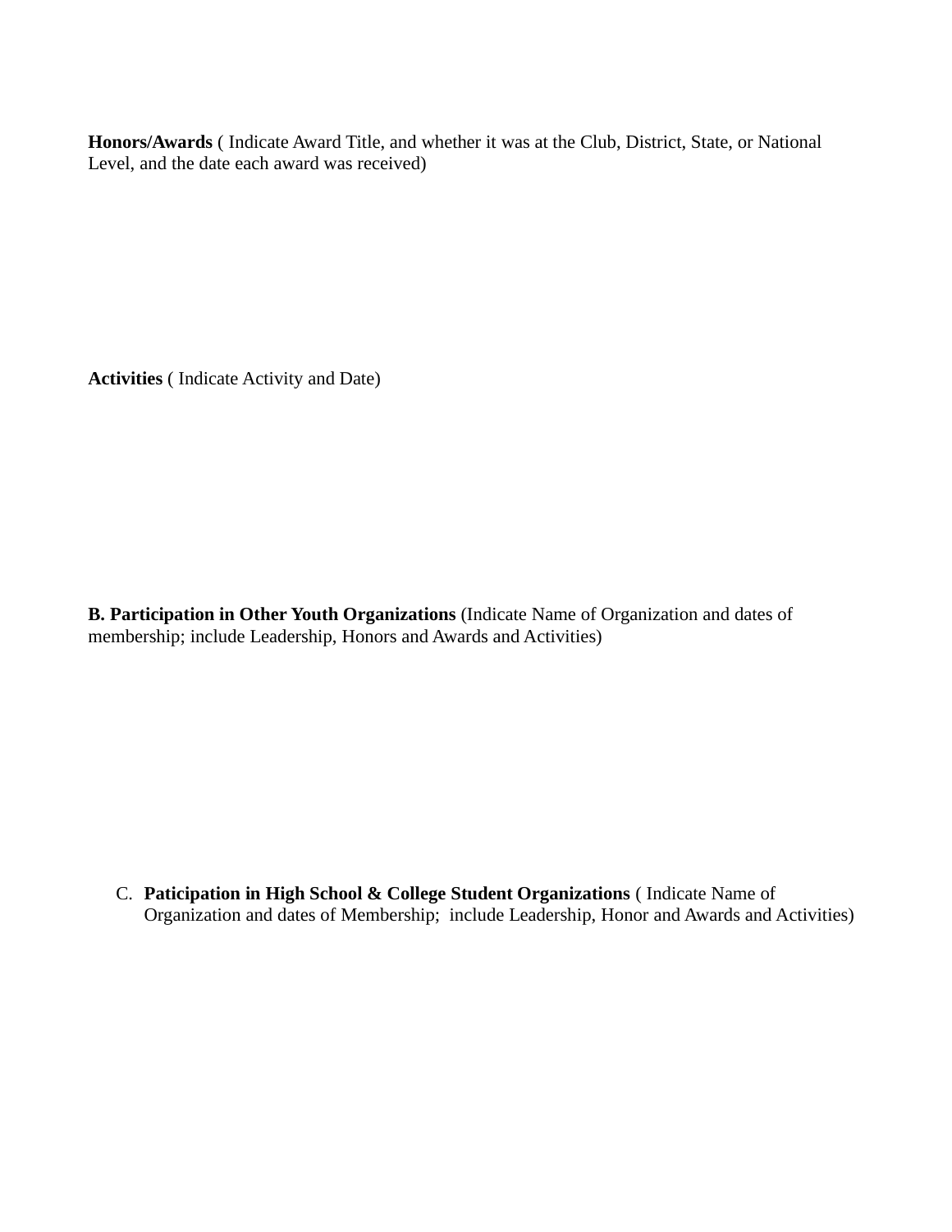**Honors/Awards** ( Indicate Award Title, and whether it was at the Club, District, State, or National Level, and the date each award was received)

**Activities** ( Indicate Activity and Date)

**B. Participation in Other Youth Organizations** (Indicate Name of Organization and dates of membership; include Leadership, Honors and Awards and Activities)

C. **Paticipation in High School & College Student Organizations** ( Indicate Name of Organization and dates of Membership; include Leadership, Honor and Awards and Activities)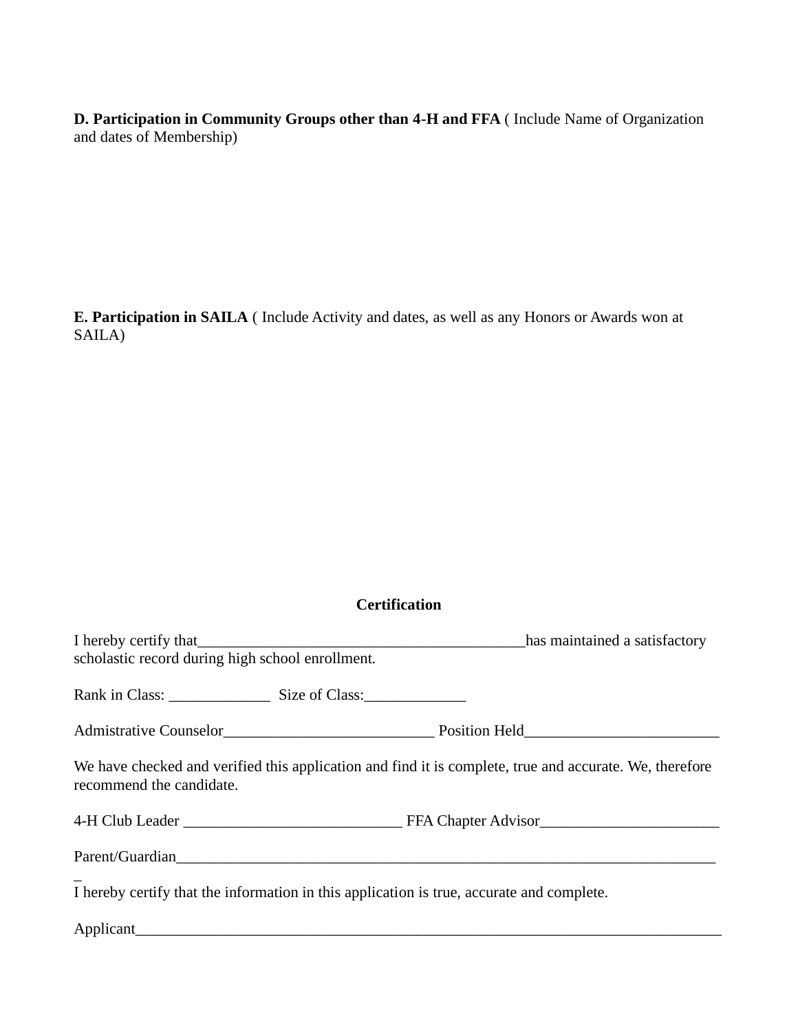**D. Participation in Community Groups other than 4-H and FFA** ( Include Name of Organization and dates of Membership)

**E. Participation in SAILA** ( Include Activity and dates, as well as any Honors or Awards won at SAILA)

**Certification**

I hereby certify that__________________________________________has maintained a satisfactory scholastic record during high school enrollment.

Rank in Class: _____________ Size of Class:_____________

Admistrative Counselor___________________________ Position Held_________________________

We have checked and verified this application and find it is complete, true and accurate. We, therefore recommend the candidate.

4-H Club Leader ____________________________ FFA Chapter Advisor_______________________

Parent/Guardian_______________________________________________________________________

I hereby certify that the information in this application is true, accurate and complete.

Applicant____________________________________________________________________________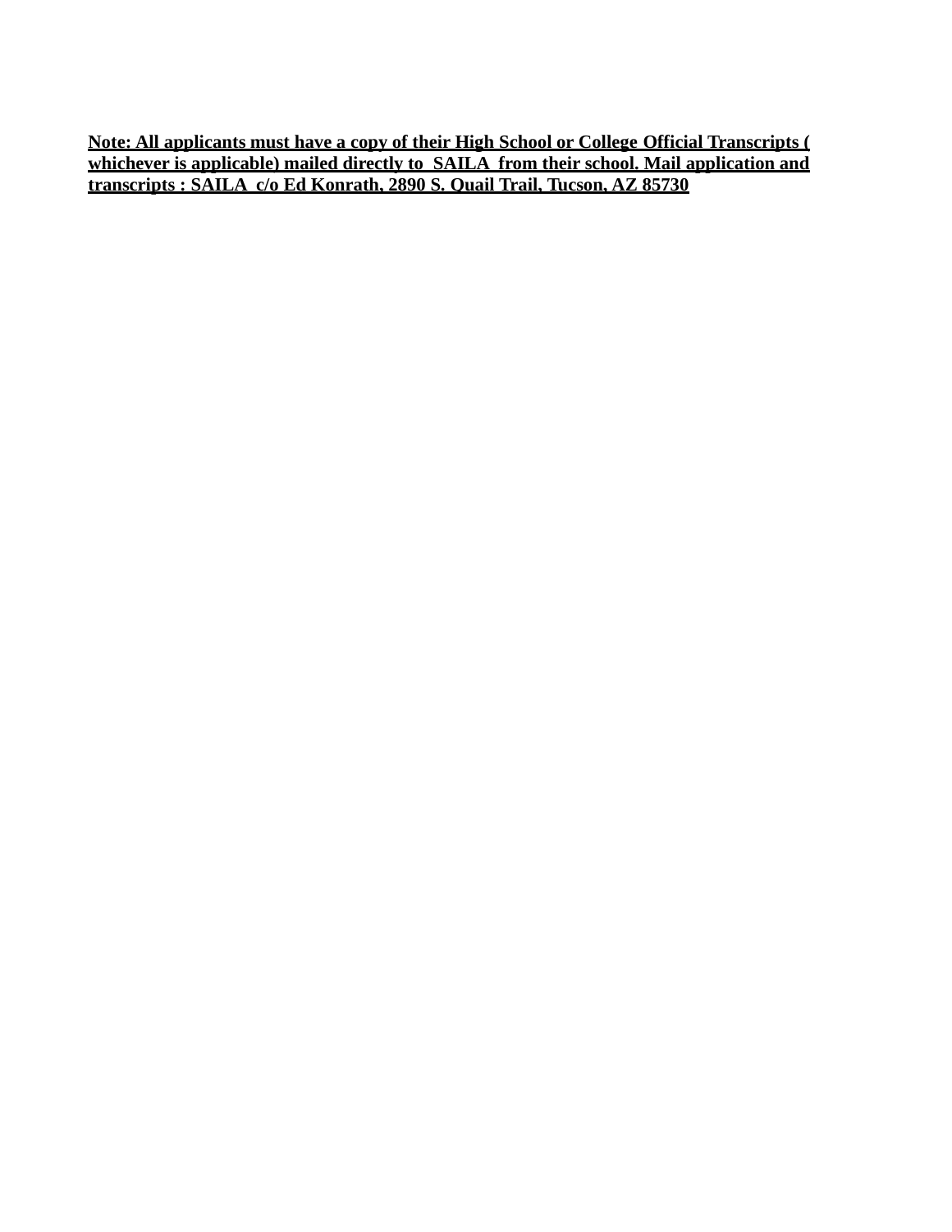**Note: All applicants must have a copy of their High School or College Official Transcripts ( whichever is applicable) mailed directly to SAILA from their school. Mail application and transcripts : SAILA c/o Ed Konrath, 2890 S. Quail Trail, Tucson, AZ 85730**